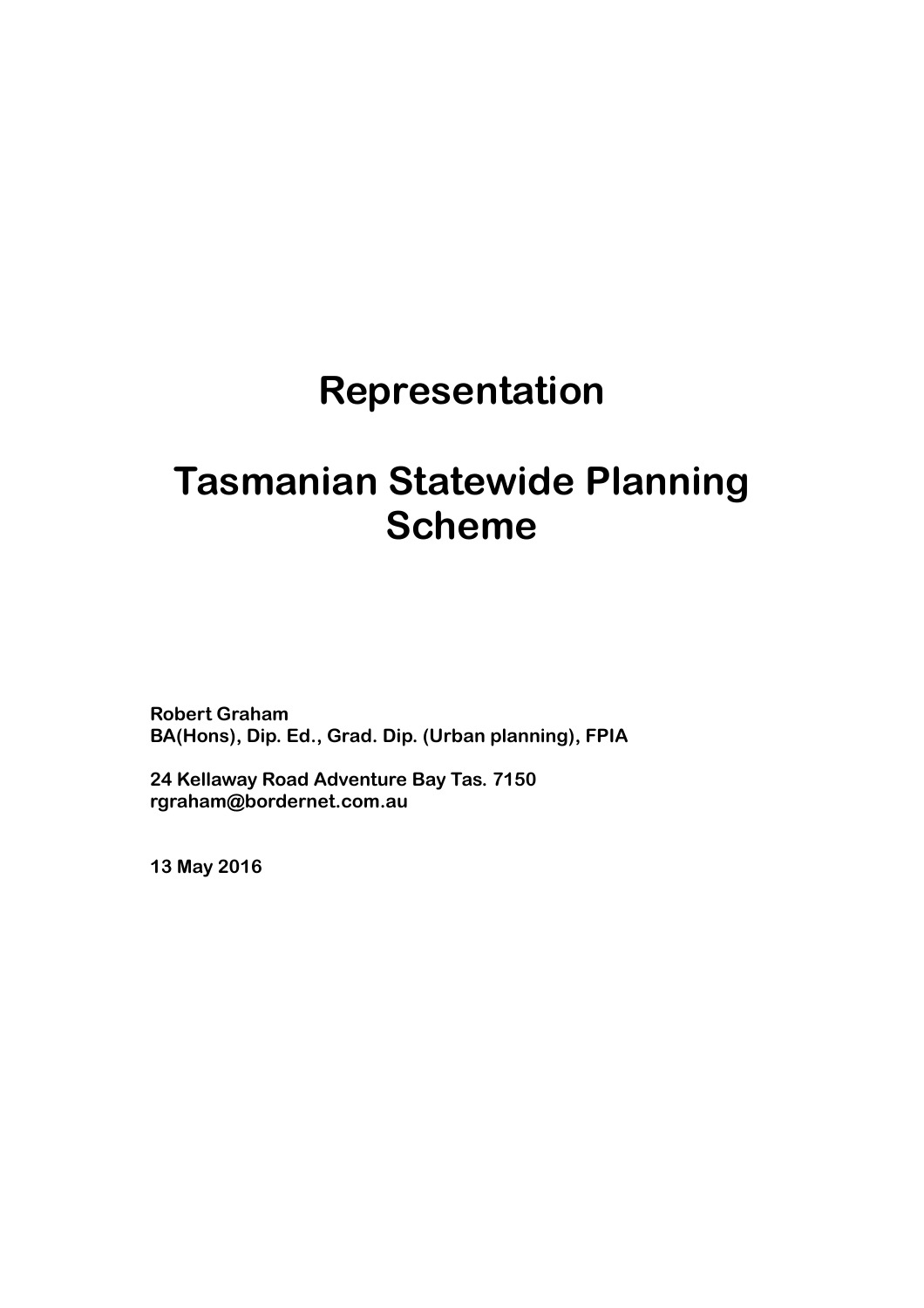# Representation

# Tasmanian Statewide Planning Scheme

**Robert Graham**
**BA(Hons), Dip. Ed., Grad. Dip. (Urban planning), FPIA**

**24 Kellaway Road Adventure Bay Tas. 7150**
**rgraham@bordernet.com.au**

**13 May 2016**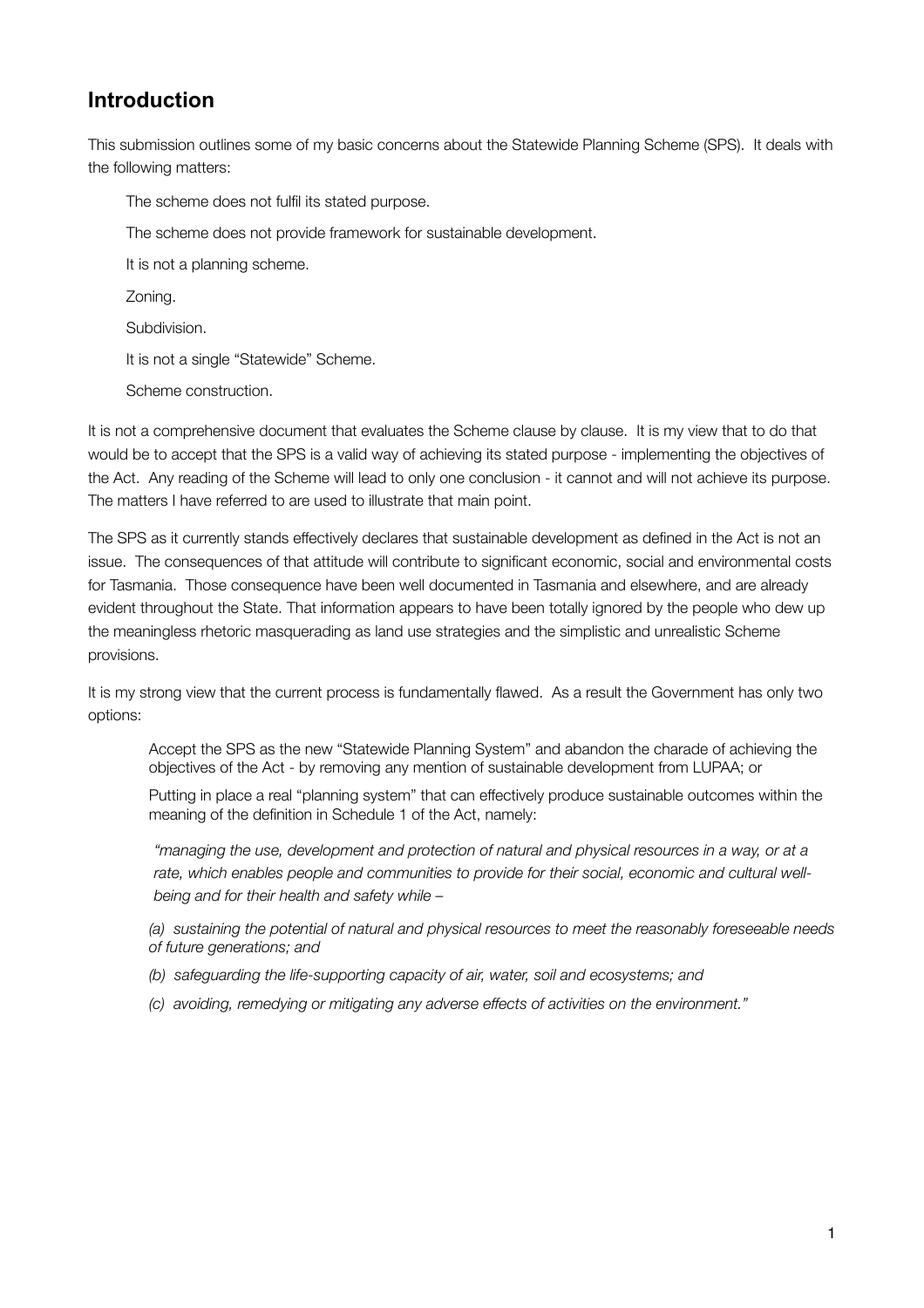## Introduction

This submission outlines some of my basic concerns about the Statewide Planning Scheme (SPS). It deals with the following matters:

- The scheme does not fulfil its stated purpose.
- The scheme does not provide framework for sustainable development.
- It is not a planning scheme.
- Zoning.
- Subdivision.
- It is not a single "Statewide" Scheme.
- Scheme construction.

It is not a comprehensive document that evaluates the Scheme clause by clause. It is my view that to do that would be to accept that the SPS is a valid way of achieving its stated purpose - implementing the objectives of the Act. Any reading of the Scheme will lead to only one conclusion - it cannot and will not achieve its purpose. The matters I have referred to are used to illustrate that main point.

The SPS as it currently stands effectively declares that sustainable development as defined in the Act is not an issue. The consequences of that attitude will contribute to significant economic, social and environmental costs for Tasmania. Those consequence have been well documented in Tasmania and elsewhere, and are already evident throughout the State. That information appears to have been totally ignored by the people who dew up the meaningless rhetoric masquerading as land use strategies and the simplistic and unrealistic Scheme provisions.

It is my strong view that the current process is fundamentally flawed. As a result the Government has only two options:

- Accept the SPS as the new "Statewide Planning System" and abandon the charade of achieving the objectives of the Act - by removing any mention of sustainable development from LUPAA; or
- Putting in place a real "planning system" that can effectively produce sustainable outcomes within the meaning of the definition in Schedule 1 of the Act, namely:

> *"managing the use, development and protection of natural and physical resources in a way, or at a rate, which enables people and communities to provide for their social, economic and cultural well-being and for their health and safety while –*
>
> *(a) sustaining the potential of natural and physical resources to meet the reasonably foreseeable needs of future generations; and*
>
> *(b) safeguarding the life-supporting capacity of air, water, soil and ecosystems; and*
>
> *(c) avoiding, remedying or mitigating any adverse effects of activities on the environment."*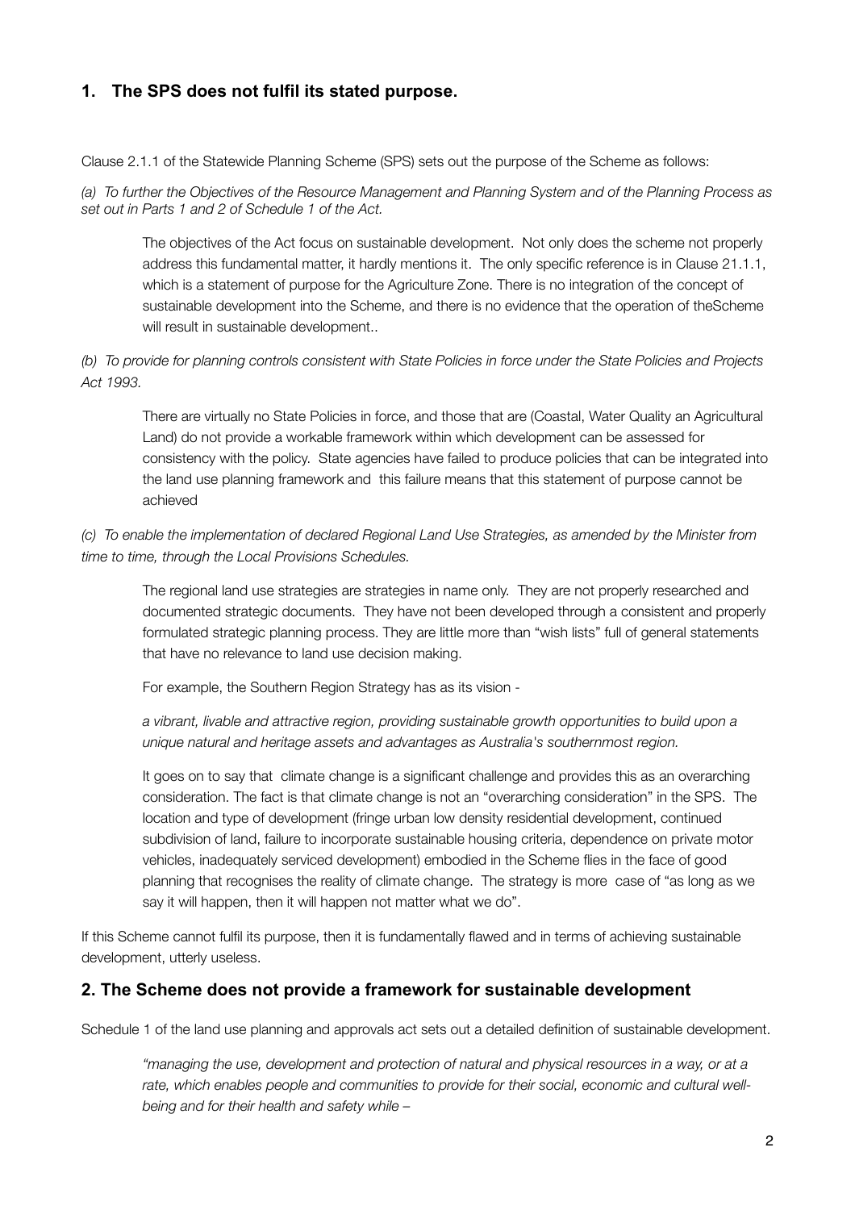## 1. The SPS does not fulfil its stated purpose.

Clause 2.1.1 of the Statewide Planning Scheme (SPS) sets out the purpose of the Scheme as follows:

*(a) To further the Objectives of the Resource Management and Planning System and of the Planning Process as set out in Parts 1 and 2 of Schedule 1 of the Act.*

> The objectives of the Act focus on sustainable development. Not only does the scheme not properly address this fundamental matter, it hardly mentions it. The only specific reference is in Clause 21.1.1, which is a statement of purpose for the Agriculture Zone. There is no integration of the concept of sustainable development into the Scheme, and there is no evidence that the operation of theScheme will result in sustainable development..

*(b) To provide for planning controls consistent with State Policies in force under the State Policies and Projects Act 1993.*

> There are virtually no State Policies in force, and those that are (Coastal, Water Quality an Agricultural Land) do not provide a workable framework within which development can be assessed for consistency with the policy. State agencies have failed to produce policies that can be integrated into the land use planning framework and this failure means that this statement of purpose cannot be achieved

*(c) To enable the implementation of declared Regional Land Use Strategies, as amended by the Minister from time to time, through the Local Provisions Schedules.*

> The regional land use strategies are strategies in name only. They are not properly researched and documented strategic documents. They have not been developed through a consistent and properly formulated strategic planning process. They are little more than "wish lists" full of general statements that have no relevance to land use decision making.
>
> For example, the Southern Region Strategy has as its vision -
>
> *a vibrant, livable and attractive region, providing sustainable growth opportunities to build upon a unique natural and heritage assets and advantages as Australia's southernmost region.*
>
> It goes on to say that climate change is a significant challenge and provides this as an overarching consideration. The fact is that climate change is not an "overarching consideration" in the SPS. The location and type of development (fringe urban low density residential development, continued subdivision of land, failure to incorporate sustainable housing criteria, dependence on private motor vehicles, inadequately serviced development) embodied in the Scheme flies in the face of good planning that recognises the reality of climate change. The strategy is more case of "as long as we say it will happen, then it will happen not matter what we do".

If this Scheme cannot fulfil its purpose, then it is fundamentally flawed and in terms of achieving sustainable development, utterly useless.

## 2. The Scheme does not provide a framework for sustainable development

Schedule 1 of the land use planning and approvals act sets out a detailed definition of sustainable development.

> *"managing the use, development and protection of natural and physical resources in a way, or at a rate, which enables people and communities to provide for their social, economic and cultural well-being and for their health and safety while –*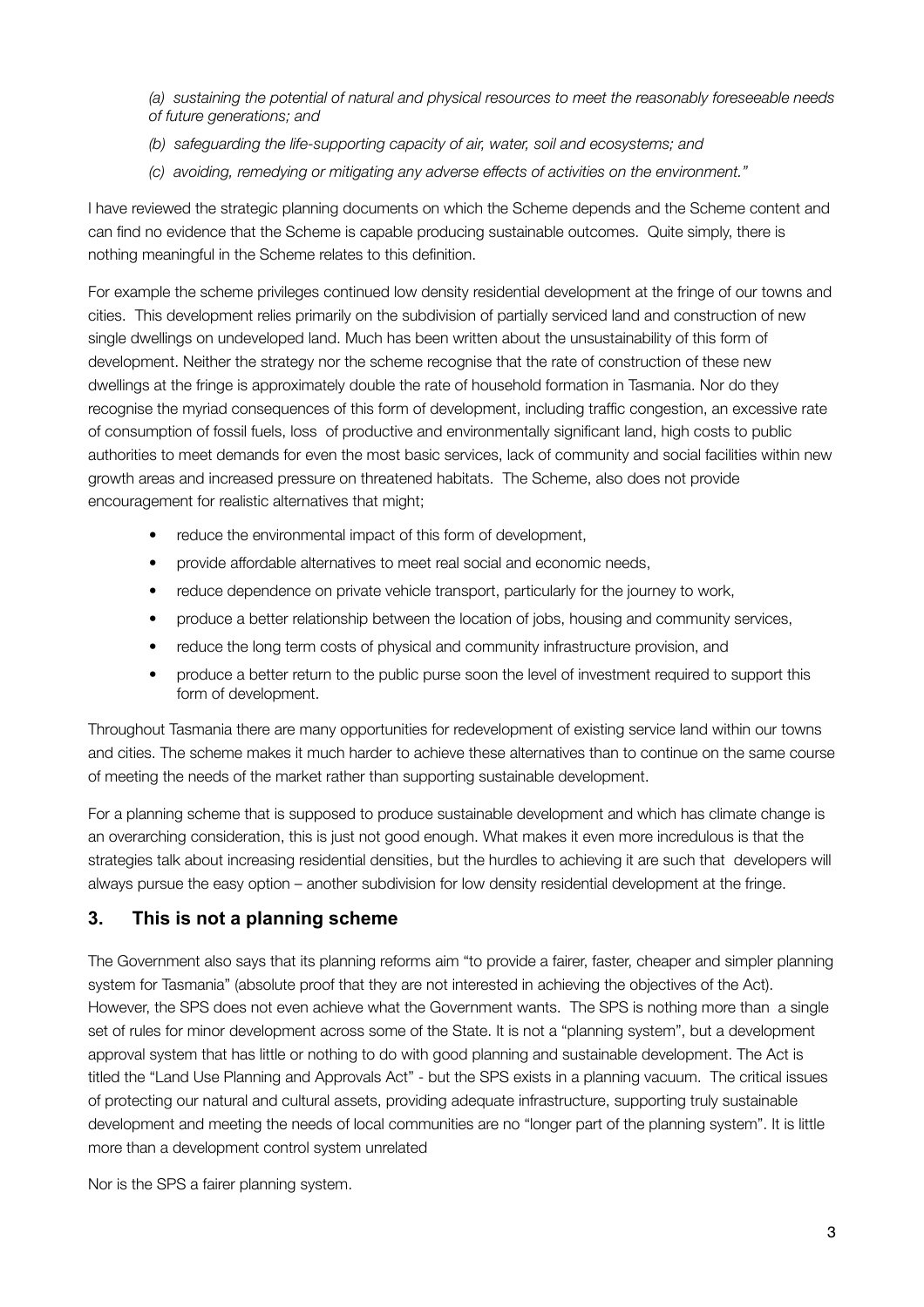*(a) sustaining the potential of natural and physical resources to meet the reasonably foreseeable needs of future generations; and*

*(b) safeguarding the life-supporting capacity of air, water, soil and ecosystems; and*

*(c) avoiding, remedying or mitigating any adverse effects of activities on the environment."*

I have reviewed the strategic planning documents on which the Scheme depends and the Scheme content and can find no evidence that the Scheme is capable producing sustainable outcomes. Quite simply, there is nothing meaningful in the Scheme relates to this definition.

For example the scheme privileges continued low density residential development at the fringe of our towns and cities. This development relies primarily on the subdivision of partially serviced land and construction of new single dwellings on undeveloped land. Much has been written about the unsustainability of this form of development. Neither the strategy nor the scheme recognise that the rate of construction of these new dwellings at the fringe is approximately double the rate of household formation in Tasmania. Nor do they recognise the myriad consequences of this form of development, including traffic congestion, an excessive rate of consumption of fossil fuels, loss of productive and environmentally significant land, high costs to public authorities to meet demands for even the most basic services, lack of community and social facilities within new growth areas and increased pressure on threatened habitats. The Scheme, also does not provide encouragement for realistic alternatives that might;

- reduce the environmental impact of this form of development,
- provide affordable alternatives to meet real social and economic needs,
- reduce dependence on private vehicle transport, particularly for the journey to work,
- produce a better relationship between the location of jobs, housing and community services,
- reduce the long term costs of physical and community infrastructure provision, and
- produce a better return to the public purse soon the level of investment required to support this form of development.

Throughout Tasmania there are many opportunities for redevelopment of existing service land within our towns and cities. The scheme makes it much harder to achieve these alternatives than to continue on the same course of meeting the needs of the market rather than supporting sustainable development.

For a planning scheme that is supposed to produce sustainable development and which has climate change is an overarching consideration, this is just not good enough. What makes it even more incredulous is that the strategies talk about increasing residential densities, but the hurdles to achieving it are such that developers will always pursue the easy option – another subdivision for low density residential development at the fringe.

## 3. This is not a planning scheme

The Government also says that its planning reforms aim "to provide a fairer, faster, cheaper and simpler planning system for Tasmania" (absolute proof that they are not interested in achieving the objectives of the Act). However, the SPS does not even achieve what the Government wants. The SPS is nothing more than a single set of rules for minor development across some of the State. It is not a "planning system", but a development approval system that has little or nothing to do with good planning and sustainable development. The Act is titled the "Land Use Planning and Approvals Act" - but the SPS exists in a planning vacuum. The critical issues of protecting our natural and cultural assets, providing adequate infrastructure, supporting truly sustainable development and meeting the needs of local communities are no "longer part of the planning system". It is little more than a development control system unrelated

Nor is the SPS a fairer planning system.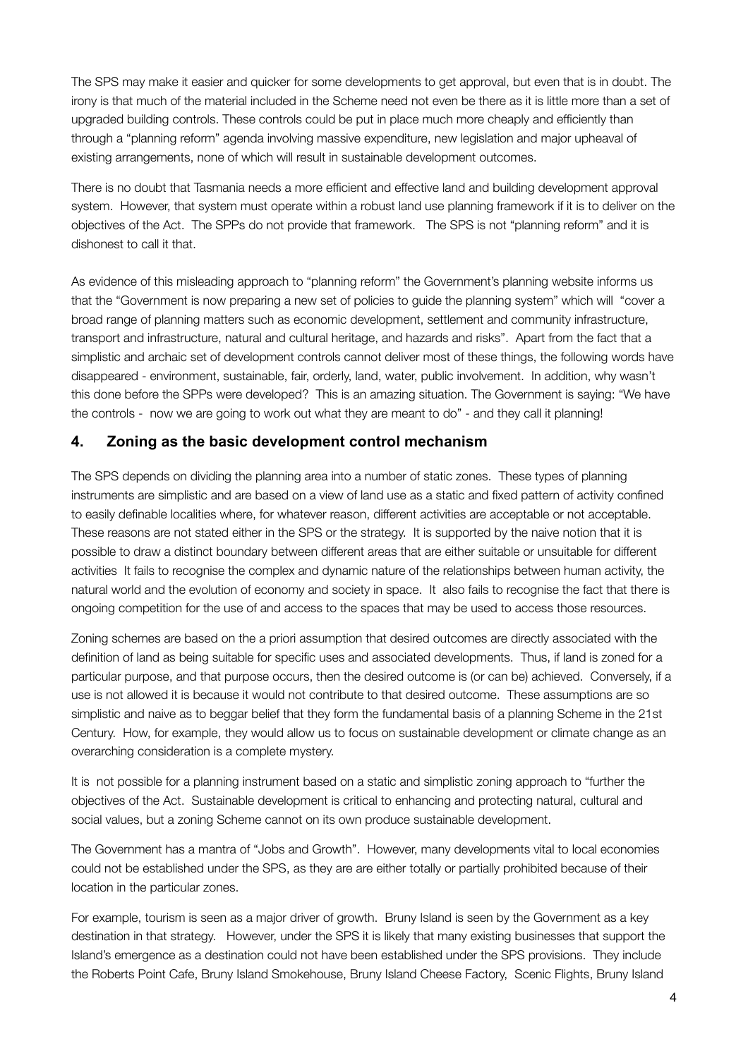The SPS may make it easier and quicker for some developments to get approval, but even that is in doubt. The irony is that much of the material included in the Scheme need not even be there as it is little more than a set of upgraded building controls. These controls could be put in place much more cheaply and efficiently than through a "planning reform" agenda involving massive expenditure, new legislation and major upheaval of existing arrangements, none of which will result in sustainable development outcomes.

There is no doubt that Tasmania needs a more efficient and effective land and building development approval system. However, that system must operate within a robust land use planning framework if it is to deliver on the objectives of the Act. The SPPs do not provide that framework. The SPS is not "planning reform" and it is dishonest to call it that.

As evidence of this misleading approach to "planning reform" the Government's planning website informs us that the "Government is now preparing a new set of policies to guide the planning system" which will "cover a broad range of planning matters such as economic development, settlement and community infrastructure, transport and infrastructure, natural and cultural heritage, and hazards and risks". Apart from the fact that a simplistic and archaic set of development controls cannot deliver most of these things, the following words have disappeared - environment, sustainable, fair, orderly, land, water, public involvement. In addition, why wasn't this done before the SPPs were developed? This is an amazing situation. The Government is saying: "We have the controls - now we are going to work out what they are meant to do" - and they call it planning!

## 4. Zoning as the basic development control mechanism

The SPS depends on dividing the planning area into a number of static zones. These types of planning instruments are simplistic and are based on a view of land use as a static and fixed pattern of activity confined to easily definable localities where, for whatever reason, different activities are acceptable or not acceptable. These reasons are not stated either in the SPS or the strategy. It is supported by the naive notion that it is possible to draw a distinct boundary between different areas that are either suitable or unsuitable for different activities It fails to recognise the complex and dynamic nature of the relationships between human activity, the natural world and the evolution of economy and society in space. It also fails to recognise the fact that there is ongoing competition for the use of and access to the spaces that may be used to access those resources.

Zoning schemes are based on the a priori assumption that desired outcomes are directly associated with the definition of land as being suitable for specific uses and associated developments. Thus, if land is zoned for a particular purpose, and that purpose occurs, then the desired outcome is (or can be) achieved. Conversely, if a use is not allowed it is because it would not contribute to that desired outcome. These assumptions are so simplistic and naive as to beggar belief that they form the fundamental basis of a planning Scheme in the 21st Century. How, for example, they would allow us to focus on sustainable development or climate change as an overarching consideration is a complete mystery.

It is not possible for a planning instrument based on a static and simplistic zoning approach to "further the objectives of the Act. Sustainable development is critical to enhancing and protecting natural, cultural and social values, but a zoning Scheme cannot on its own produce sustainable development.

The Government has a mantra of "Jobs and Growth". However, many developments vital to local economies could not be established under the SPS, as they are are either totally or partially prohibited because of their location in the particular zones.

For example, tourism is seen as a major driver of growth. Bruny Island is seen by the Government as a key destination in that strategy. However, under the SPS it is likely that many existing businesses that support the Island's emergence as a destination could not have been established under the SPS provisions. They include the Roberts Point Cafe, Bruny Island Smokehouse, Bruny Island Cheese Factory, Scenic Flights, Bruny Island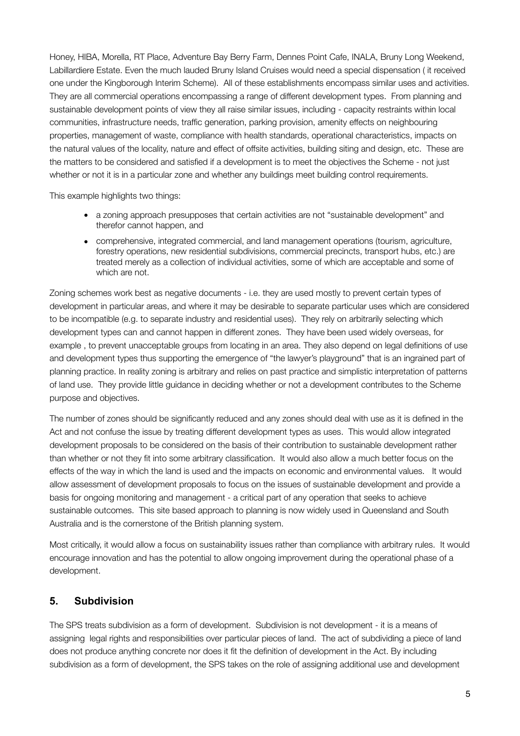Honey, HIBA, Morella, RT Place, Adventure Bay Berry Farm, Dennes Point Cafe, INALA, Bruny Long Weekend, Labillardiere Estate. Even the much lauded Bruny Island Cruises would need a special dispensation ( it received one under the Kingborough Interim Scheme). All of these establishments encompass similar uses and activities. They are all commercial operations encompassing a range of different development types. From planning and sustainable development points of view they all raise similar issues, including - capacity restraints within local communities, infrastructure needs, traffic generation, parking provision, amenity effects on neighbouring properties, management of waste, compliance with health standards, operational characteristics, impacts on the natural values of the locality, nature and effect of offsite activities, building siting and design, etc. These are the matters to be considered and satisfied if a development is to meet the objectives the Scheme - not just whether or not it is in a particular zone and whether any buildings meet building control requirements.

This example highlights two things:

- a zoning approach presupposes that certain activities are not "sustainable development" and therefor cannot happen, and
- comprehensive, integrated commercial, and land management operations (tourism, agriculture, forestry operations, new residential subdivisions, commercial precincts, transport hubs, etc.) are treated merely as a collection of individual activities, some of which are acceptable and some of which are not.

Zoning schemes work best as negative documents - i.e. they are used mostly to prevent certain types of development in particular areas, and where it may be desirable to separate particular uses which are considered to be incompatible (e.g. to separate industry and residential uses). They rely on arbitrarily selecting which development types can and cannot happen in different zones. They have been used widely overseas, for example , to prevent unacceptable groups from locating in an area. They also depend on legal definitions of use and development types thus supporting the emergence of "the lawyer's playground" that is an ingrained part of planning practice. In reality zoning is arbitrary and relies on past practice and simplistic interpretation of patterns of land use. They provide little guidance in deciding whether or not a development contributes to the Scheme purpose and objectives.

The number of zones should be significantly reduced and any zones should deal with use as it is defined in the Act and not confuse the issue by treating different development types as uses. This would allow integrated development proposals to be considered on the basis of their contribution to sustainable development rather than whether or not they fit into some arbitrary classification. It would also allow a much better focus on the effects of the way in which the land is used and the impacts on economic and environmental values. It would allow assessment of development proposals to focus on the issues of sustainable development and provide a basis for ongoing monitoring and management - a critical part of any operation that seeks to achieve sustainable outcomes. This site based approach to planning is now widely used in Queensland and South Australia and is the cornerstone of the British planning system.

Most critically, it would allow a focus on sustainability issues rather than compliance with arbitrary rules. It would encourage innovation and has the potential to allow ongoing improvement during the operational phase of a development.

## 5. Subdivision

The SPS treats subdivision as a form of development. Subdivision is not development - it is a means of assigning legal rights and responsibilities over particular pieces of land. The act of subdividing a piece of land does not produce anything concrete nor does it fit the definition of development in the Act. By including subdivision as a form of development, the SPS takes on the role of assigning additional use and development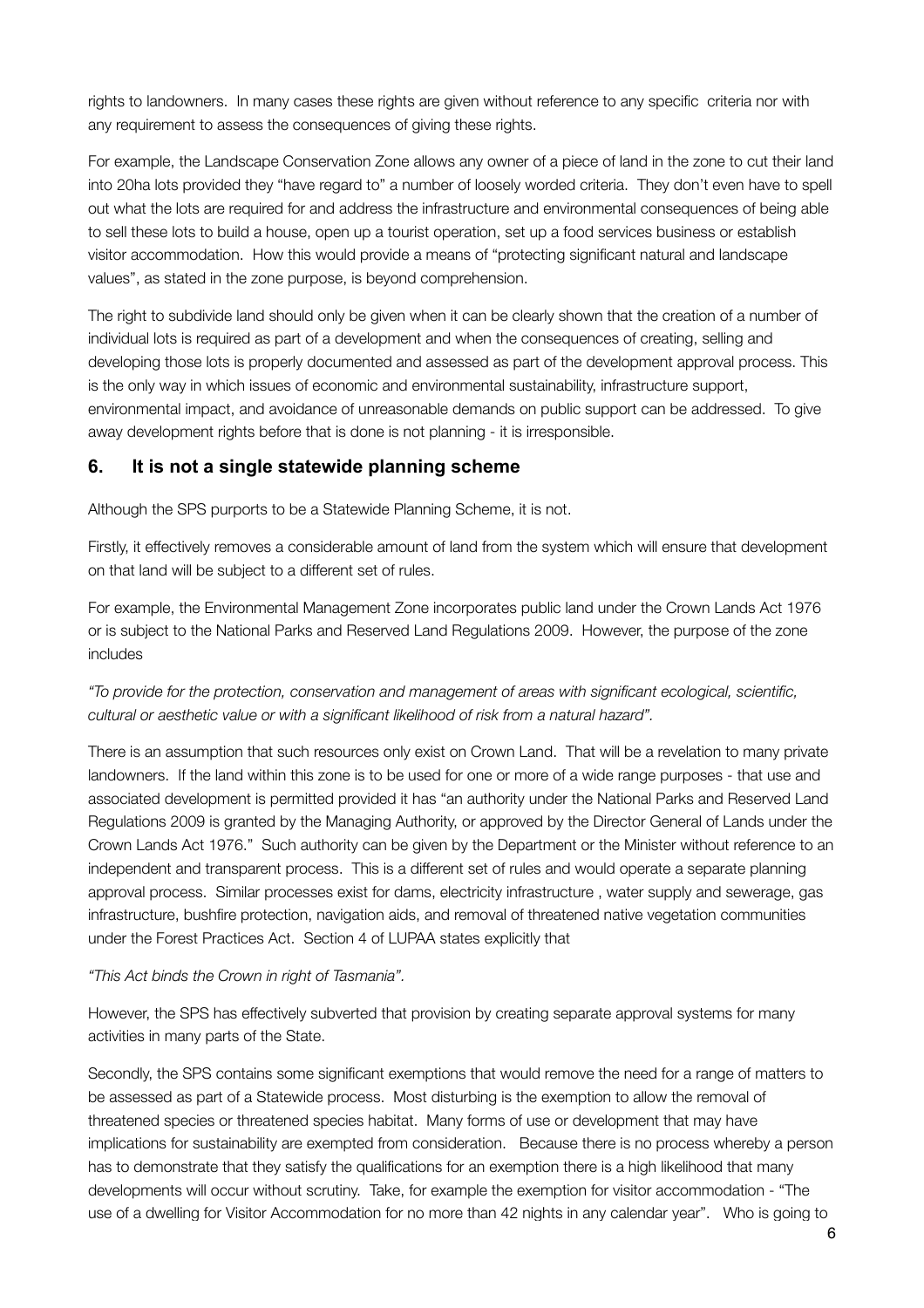rights to landowners. In many cases these rights are given without reference to any specific criteria nor with any requirement to assess the consequences of giving these rights.

For example, the Landscape Conservation Zone allows any owner of a piece of land in the zone to cut their land into 20ha lots provided they "have regard to" a number of loosely worded criteria. They don't even have to spell out what the lots are required for and address the infrastructure and environmental consequences of being able to sell these lots to build a house, open up a tourist operation, set up a food services business or establish visitor accommodation. How this would provide a means of "protecting significant natural and landscape values", as stated in the zone purpose, is beyond comprehension.

The right to subdivide land should only be given when it can be clearly shown that the creation of a number of individual lots is required as part of a development and when the consequences of creating, selling and developing those lots is properly documented and assessed as part of the development approval process. This is the only way in which issues of economic and environmental sustainability, infrastructure support, environmental impact, and avoidance of unreasonable demands on public support can be addressed. To give away development rights before that is done is not planning - it is irresponsible.

## 6. It is not a single statewide planning scheme

Although the SPS purports to be a Statewide Planning Scheme, it is not.

Firstly, it effectively removes a considerable amount of land from the system which will ensure that development on that land will be subject to a different set of rules.

For example, the Environmental Management Zone incorporates public land under the Crown Lands Act 1976 or is subject to the National Parks and Reserved Land Regulations 2009. However, the purpose of the zone includes

*"To provide for the protection, conservation and management of areas with significant ecological, scientific, cultural or aesthetic value or with a significant likelihood of risk from a natural hazard".*

There is an assumption that such resources only exist on Crown Land. That will be a revelation to many private landowners. If the land within this zone is to be used for one or more of a wide range purposes - that use and associated development is permitted provided it has "an authority under the National Parks and Reserved Land Regulations 2009 is granted by the Managing Authority, or approved by the Director General of Lands under the Crown Lands Act 1976." Such authority can be given by the Department or the Minister without reference to an independent and transparent process. This is a different set of rules and would operate a separate planning approval process. Similar processes exist for dams, electricity infrastructure , water supply and sewerage, gas infrastructure, bushfire protection, navigation aids, and removal of threatened native vegetation communities under the Forest Practices Act. Section 4 of LUPAA states explicitly that

*"This Act binds the Crown in right of Tasmania".*

However, the SPS has effectively subverted that provision by creating separate approval systems for many activities in many parts of the State.

Secondly, the SPS contains some significant exemptions that would remove the need for a range of matters to be assessed as part of a Statewide process. Most disturbing is the exemption to allow the removal of threatened species or threatened species habitat. Many forms of use or development that may have implications for sustainability are exempted from consideration. Because there is no process whereby a person has to demonstrate that they satisfy the qualifications for an exemption there is a high likelihood that many developments will occur without scrutiny. Take, for example the exemption for visitor accommodation - "The use of a dwelling for Visitor Accommodation for no more than 42 nights in any calendar year". Who is going to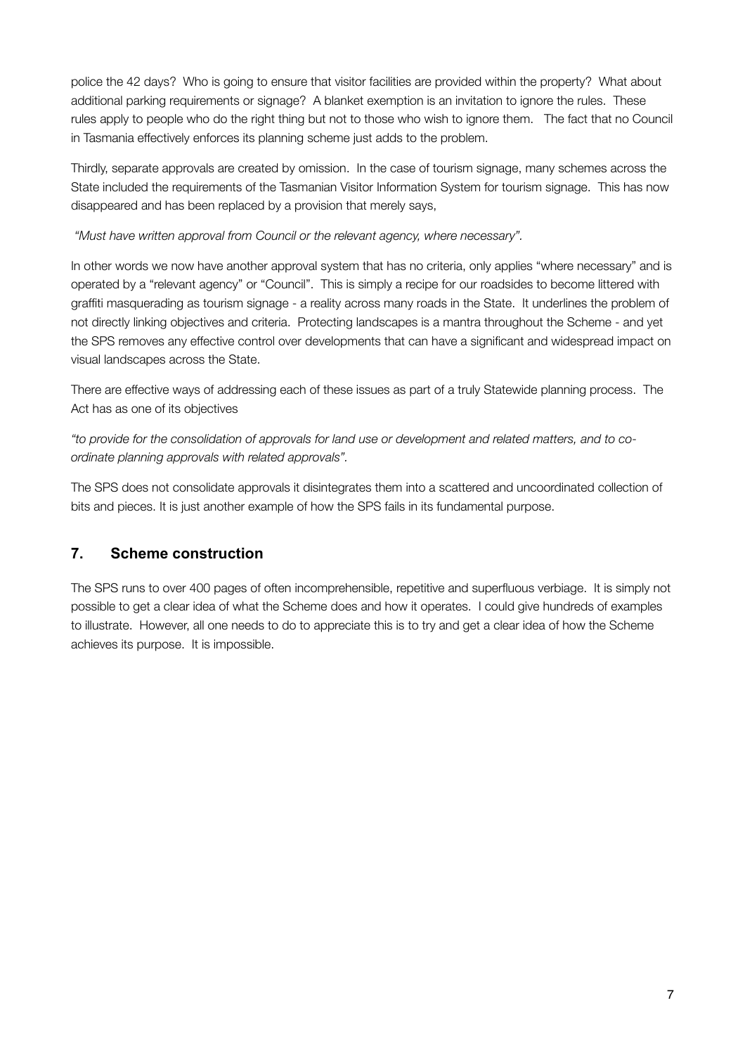police the 42 days? Who is going to ensure that visitor facilities are provided within the property? What about additional parking requirements or signage? A blanket exemption is an invitation to ignore the rules. These rules apply to people who do the right thing but not to those who wish to ignore them. The fact that no Council in Tasmania effectively enforces its planning scheme just adds to the problem.

Thirdly, separate approvals are created by omission. In the case of tourism signage, many schemes across the State included the requirements of the Tasmanian Visitor Information System for tourism signage. This has now disappeared and has been replaced by a provision that merely says,

*"Must have written approval from Council or the relevant agency, where necessary".*

In other words we now have another approval system that has no criteria, only applies "where necessary" and is operated by a "relevant agency" or "Council". This is simply a recipe for our roadsides to become littered with graffiti masquerading as tourism signage - a reality across many roads in the State. It underlines the problem of not directly linking objectives and criteria. Protecting landscapes is a mantra throughout the Scheme - and yet the SPS removes any effective control over developments that can have a significant and widespread impact on visual landscapes across the State.

There are effective ways of addressing each of these issues as part of a truly Statewide planning process. The Act has as one of its objectives

*"to provide for the consolidation of approvals for land use or development and related matters, and to co-ordinate planning approvals with related approvals".*

The SPS does not consolidate approvals it disintegrates them into a scattered and uncoordinated collection of bits and pieces. It is just another example of how the SPS fails in its fundamental purpose.

## 7. Scheme construction

The SPS runs to over 400 pages of often incomprehensible, repetitive and superfluous verbiage. It is simply not possible to get a clear idea of what the Scheme does and how it operates. I could give hundreds of examples to illustrate. However, all one needs to do to appreciate this is to try and get a clear idea of how the Scheme achieves its purpose. It is impossible.